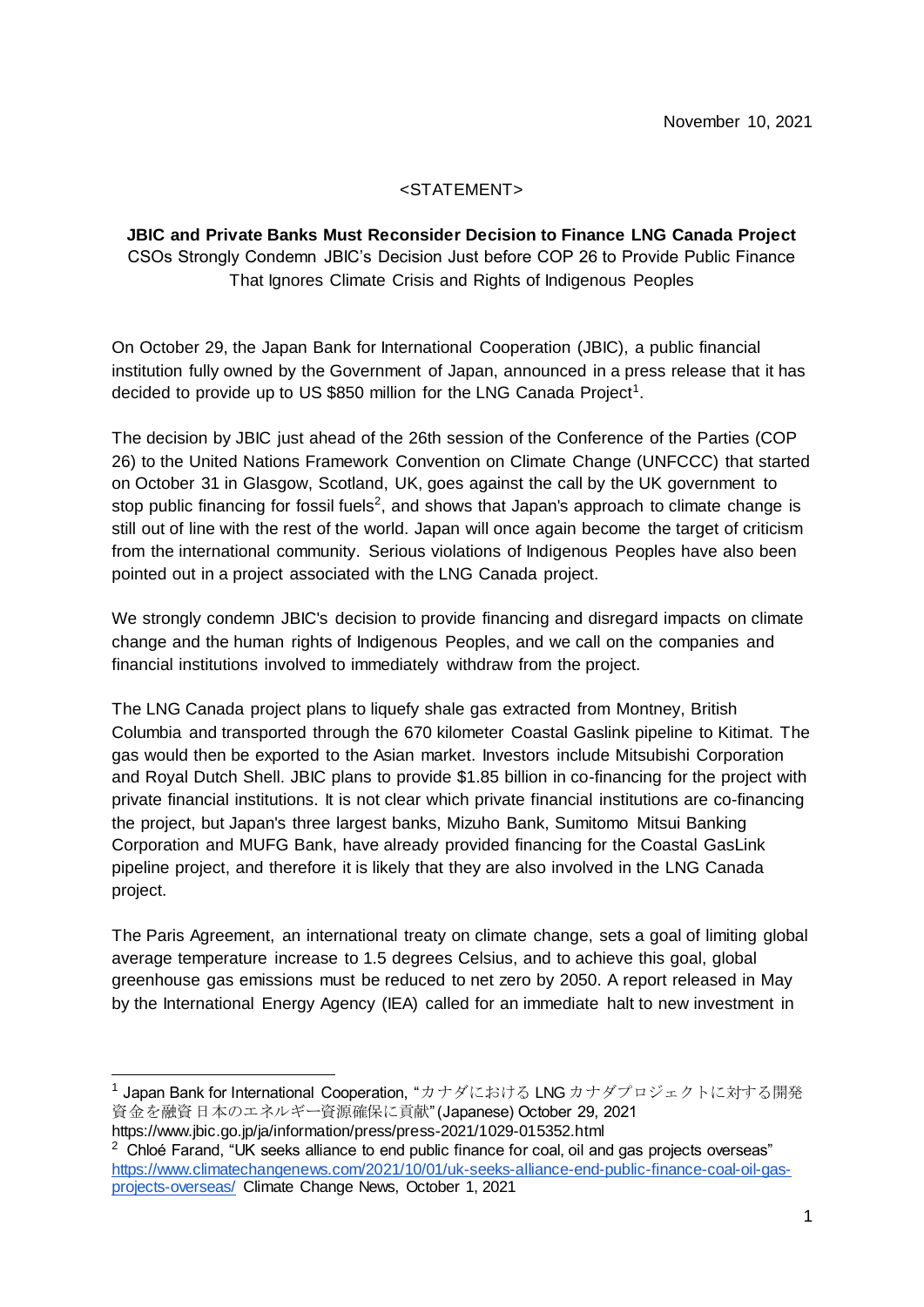November 10, 2021

<STATEMENT>

**JBIC and Private Banks Must Reconsider Decision to Finance LNG Canada Project**

CSOs Strongly Condemn JBIC's Decision Just before COP 26 to Provide Public Finance That Ignores Climate Crisis and Rights of Indigenous Peoples

On October 29, the Japan Bank for International Cooperation (JBIC), a public financial institution fully owned by the Government of Japan, announced in a press release that it has decided to provide up to US $850 million for the LNG Canada Project[1].

The decision by JBIC just ahead of the 26th session of the Conference of the Parties (COP 26) to the United Nations Framework Convention on Climate Change (UNFCCC) that started on October 31 in Glasgow, Scotland, UK, goes against the call by the UK government to stop public financing for fossil fuels[2], and shows that Japan's approach to climate change is still out of line with the rest of the world. Japan will once again become the target of criticism from the international community. Serious violations of Indigenous Peoples have also been pointed out in a project associated with the LNG Canada project.

We strongly condemn JBIC's decision to provide financing and disregard impacts on climate change and the human rights of Indigenous Peoples, and we call on the companies and financial institutions involved to immediately withdraw from the project.

The LNG Canada project plans to liquefy shale gas extracted from Montney, British Columbia and transported through the 670 kilometer Coastal Gaslink pipeline to Kitimat. The gas would then be exported to the Asian market. Investors include Mitsubishi Corporation and Royal Dutch Shell. JBIC plans to provide $1.85 billion in co-financing for the project with private financial institutions. It is not clear which private financial institutions are co-financing the project, but Japan's three largest banks, Mizuho Bank, Sumitomo Mitsui Banking Corporation and MUFG Bank, have already provided financing for the Coastal GasLink pipeline project, and therefore it is likely that they are also involved in the LNG Canada project.

The Paris Agreement, an international treaty on climate change, sets a goal of limiting global average temperature increase to 1.5 degrees Celsius, and to achieve this goal, global greenhouse gas emissions must be reduced to net zero by 2050. A report released in May by the International Energy Agency (IEA) called for an immediate halt to new investment in

---

[1] Japan Bank for International Cooperation, "カナダにおける LNG カナダプロジェクトに対する開発資金を融資 日本のエネルギー資源確保に貢献" (Japanese) October 29, 2021 https://www.jbic.go.jp/ja/information/press/press-2021/1029-015352.html

[2] Chloé Farand, "UK seeks alliance to end public finance for coal, oil and gas projects overseas" https://www.climatechangenews.com/2021/10/01/uk-seeks-alliance-end-public-finance-coal-oil-gas-projects-overseas/ Climate Change News, October 1, 2021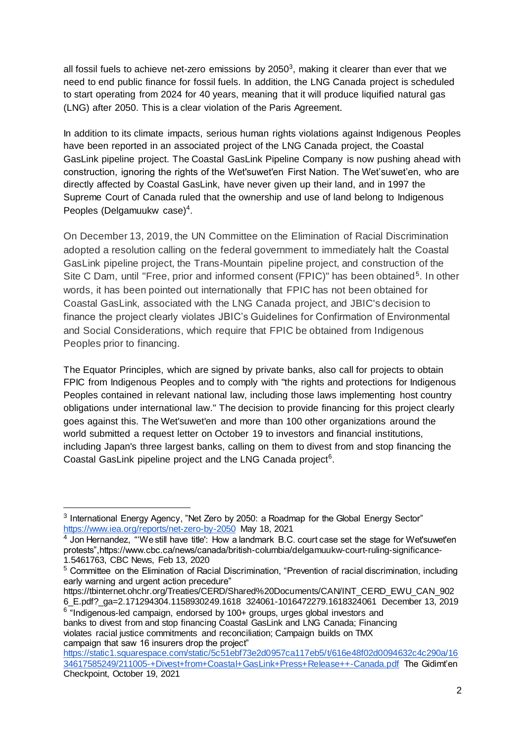all fossil fuels to achieve net-zero emissions by 2050[3], making it clearer than ever that we need to end public finance for fossil fuels. In addition, the LNG Canada project is scheduled to start operating from 2024 for 40 years, meaning that it will produce liquified natural gas (LNG) after 2050. This is a clear violation of the Paris Agreement.

In addition to its climate impacts, serious human rights violations against Indigenous Peoples have been reported in an associated project of the LNG Canada project, the Coastal GasLink pipeline project. The Coastal GasLink Pipeline Company is now pushing ahead with construction, ignoring the rights of the Wet'suwet'en First Nation. The Wet'suwet'en, who are directly affected by Coastal GasLink, have never given up their land, and in 1997 the Supreme Court of Canada ruled that the ownership and use of land belong to Indigenous Peoples (Delgamuukw case)[4].

On December 13, 2019, the UN Committee on the Elimination of Racial Discrimination adopted a resolution calling on the federal government to immediately halt the Coastal GasLink pipeline project, the Trans-Mountain pipeline project, and construction of the Site C Dam, until "Free, prior and informed consent (FPIC)" has been obtained[5]. In other words, it has been pointed out internationally that FPIC has not been obtained for Coastal GasLink, associated with the LNG Canada project, and JBIC's decision to finance the project clearly violates JBIC's Guidelines for Confirmation of Environmental and Social Considerations, which require that FPIC be obtained from Indigenous Peoples prior to financing.

The Equator Principles, which are signed by private banks, also call for projects to obtain FPIC from Indigenous Peoples and to comply with "the rights and protections for Indigenous Peoples contained in relevant national law, including those laws implementing host country obligations under international law." The decision to provide financing for this project clearly goes against this. The Wet'suwet'en and more than 100 other organizations around the world submitted a request letter on October 19 to investors and financial institutions, including Japan's three largest banks, calling on them to divest from and stop financing the Coastal GasLink pipeline project and the LNG Canada project[6].

---

[3] International Energy Agency, "Net Zero by 2050: a Roadmap for the Global Energy Sector" https://www.iea.org/reports/net-zero-by-2050 May 18, 2021

[4] Jon Hernandez, "'We still have title': How a landmark B.C. court case set the stage for Wet'suwet'en protests",https://www.cbc.ca/news/canada/british-columbia/delgamuukw-court-ruling-significance-1.5461763, CBC News, Feb 13, 2020

[5] Committee on the Elimination of Racial Discrimination, "Prevention of racial discrimination, including early warning and urgent action precedure" https://tbinternet.ohchr.org/Treaties/CERD/Shared%20Documents/CAN/INT_CERD_EWU_CAN_9026_E.pdf?_ga=2.171294304.1158930249.1618 324061-1016472279.1618324061 December 13, 2019

[6] "Indigenous-led campaign, endorsed by 100+ groups, urges global investors and banks to divest from and stop financing Coastal GasLink and LNG Canada; Financing violates racial justice commitments and reconciliation; Campaign builds on TMX campaign that saw 16 insurers drop the project" https://static1.squarespace.com/static/5c51ebf73e2d0957ca117eb5/t/616e48f02d0094632c4c290a/1634617585249/211005-+Divest+from+Coastal+GasLink+Press+Release++-Canada.pdf The Gidimt'en Checkpoint, October 19, 2021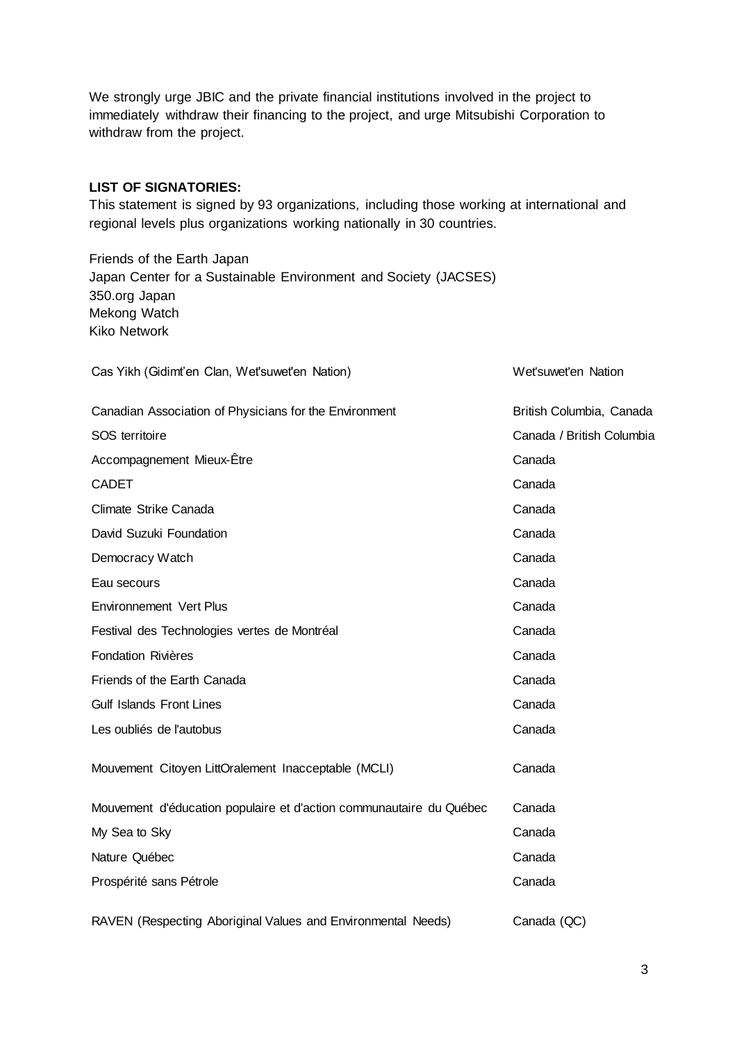We strongly urge JBIC and the private financial institutions involved in the project to immediately withdraw their financing to the project, and urge Mitsubishi Corporation to withdraw from the project.

**LIST OF SIGNATORIES:**

This statement is signed by 93 organizations, including those working at international and regional levels plus organizations working nationally in 30 countries.

Friends of the Earth Japan
Japan Center for a Sustainable Environment and Society (JACSES)
350.org Japan
Mekong Watch
Kiko Network

| | |
|---|---|
| Cas Yikh (Gidimt'en Clan, Wet'suwet'en Nation) | Wet'suwet'en Nation |
| Canadian Association of Physicians for the Environment | British Columbia, Canada |
| SOS territoire | Canada / British Columbia |
| Accompagnement Mieux-Être | Canada |
| CADET | Canada |
| Climate Strike Canada | Canada |
| David Suzuki Foundation | Canada |
| Democracy Watch | Canada |
| Eau secours | Canada |
| Environnement Vert Plus | Canada |
| Festival des Technologies vertes de Montréal | Canada |
| Fondation Rivières | Canada |
| Friends of the Earth Canada | Canada |
| Gulf Islands Front Lines | Canada |
| Les oubliés de l'autobus | Canada |
| Mouvement Citoyen LittOralement Inacceptable (MCLI) | Canada |
| Mouvement d'éducation populaire et d'action communautaire du Québec | Canada |
| My Sea to Sky | Canada |
| Nature Québec | Canada |
| Prospérité sans Pétrole | Canada |
| RAVEN (Respecting Aboriginal Values and Environmental Needs) | Canada (QC) |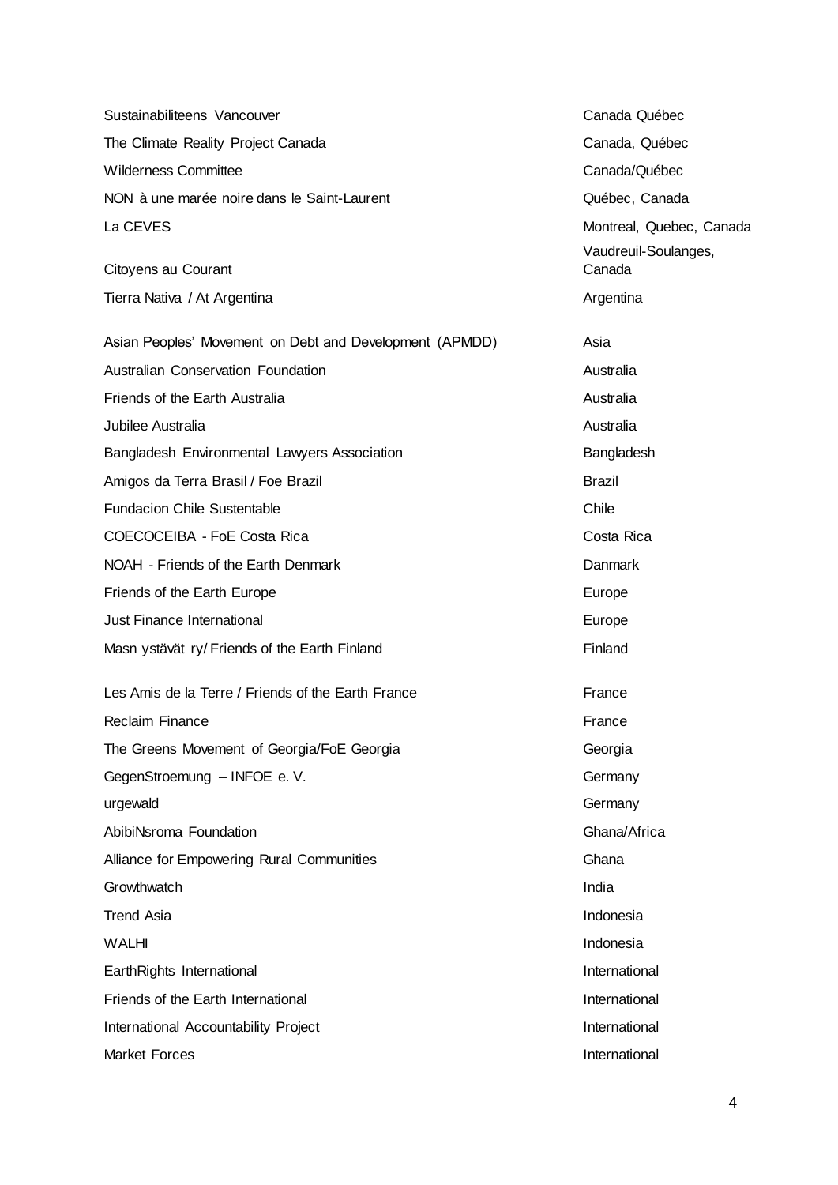| | |
|---|---|
| Sustainabiliteens Vancouver | Canada Québec |
| The Climate Reality Project Canada | Canada, Québec |
| Wilderness Committee | Canada/Québec |
| NON à une marée noire dans le Saint-Laurent | Québec, Canada |
| La CEVES | Montreal, Quebec, Canada |
| Citoyens au Courant | Vaudreuil-Soulanges, Canada |
| Tierra Nativa / At Argentina | Argentina |
| Asian Peoples' Movement on Debt and Development (APMDD) | Asia |
| Australian Conservation Foundation | Australia |
| Friends of the Earth Australia | Australia |
| Jubilee Australia | Australia |
| Bangladesh Environmental Lawyers Association | Bangladesh |
| Amigos da Terra Brasil / Foe Brazil | Brazil |
| Fundacion Chile Sustentable | Chile |
| COECOCEIBA - FoE Costa Rica | Costa Rica |
| NOAH - Friends of the Earth Denmark | Danmark |
| Friends of the Earth Europe | Europe |
| Just Finance International | Europe |
| Masn ystävät ry/ Friends of the Earth Finland | Finland |
| Les Amis de la Terre / Friends of the Earth France | France |
| Reclaim Finance | France |
| The Greens Movement of Georgia/FoE Georgia | Georgia |
| GegenStroemung – INFOE e. V. | Germany |
| urgewald | Germany |
| AbibiNsroma Foundation | Ghana/Africa |
| Alliance for Empowering Rural Communities | Ghana |
| Growthwatch | India |
| Trend Asia | Indonesia |
| WALHI | Indonesia |
| EarthRights International | International |
| Friends of the Earth International | International |
| International Accountability Project | International |
| Market Forces | International |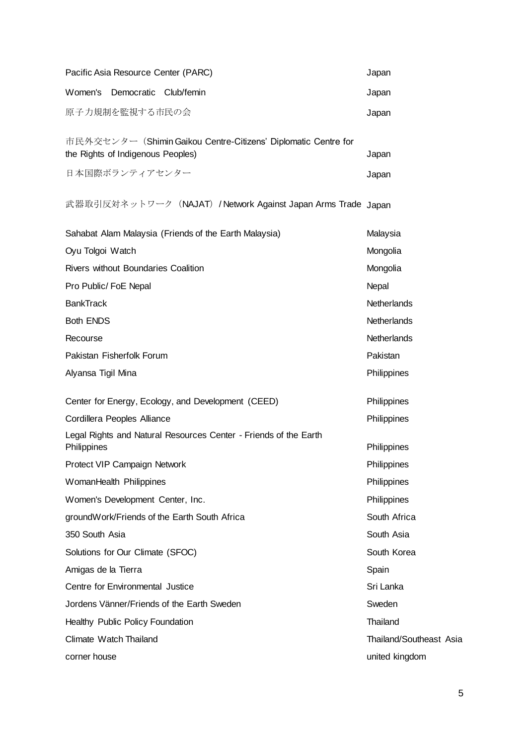| | |
|---|---|
| Pacific Asia Resource Center (PARC) | Japan |
| Women's Democratic Club/femin | Japan |
| 原子力規制を監視する市民の会 | Japan |
| 市民外交センター（Shimin Gaikou Centre-Citizens' Diplomatic Centre for the Rights of Indigenous Peoples) | Japan |
| 日本国際ボランティアセンター | Japan |
| 武器取引反対ネットワーク（NAJAT）/ Network Against Japan Arms Trade | Japan |
| Sahabat Alam Malaysia (Friends of the Earth Malaysia) | Malaysia |
| Oyu Tolgoi Watch | Mongolia |
| Rivers without Boundaries Coalition | Mongolia |
| Pro Public/ FoE Nepal | Nepal |
| BankTrack | Netherlands |
| Both ENDS | Netherlands |
| Recourse | Netherlands |
| Pakistan Fisherfolk Forum | Pakistan |
| Alyansa Tigil Mina | Philippines |
| Center for Energy, Ecology, and Development (CEED) | Philippines |
| Cordillera Peoples Alliance | Philippines |
| Legal Rights and Natural Resources Center - Friends of the Earth Philippines | Philippines |
| Protect VIP Campaign Network | Philippines |
| WomanHealth Philippines | Philippines |
| Women's Development Center, Inc. | Philippines |
| groundWork/Friends of the Earth South Africa | South Africa |
| 350 South Asia | South Asia |
| Solutions for Our Climate (SFOC) | South Korea |
| Amigas de la Tierra | Spain |
| Centre for Environmental Justice | Sri Lanka |
| Jordens Vänner/Friends of the Earth Sweden | Sweden |
| Healthy Public Policy Foundation | Thailand |
| Climate Watch Thailand | Thailand/Southeast Asia |
| corner house | united kingdom |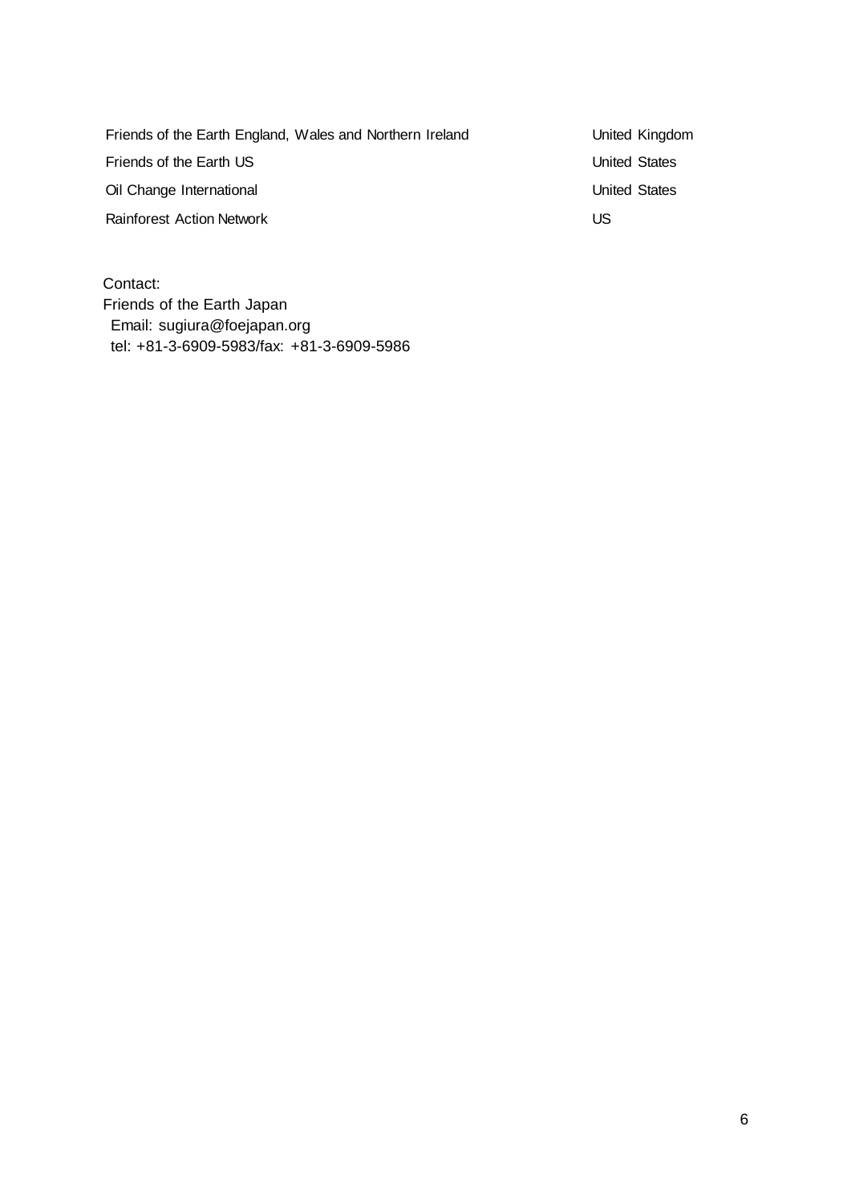| | |
|---|---|
| Friends of the Earth England, Wales and Northern Ireland | United Kingdom |
| Friends of the Earth US | United States |
| Oil Change International | United States |
| Rainforest Action Network | US |

Contact:
Friends of the Earth Japan
Email: sugiura@foejapan.org
tel: +81-3-6909-5983/fax: +81-3-6909-5986